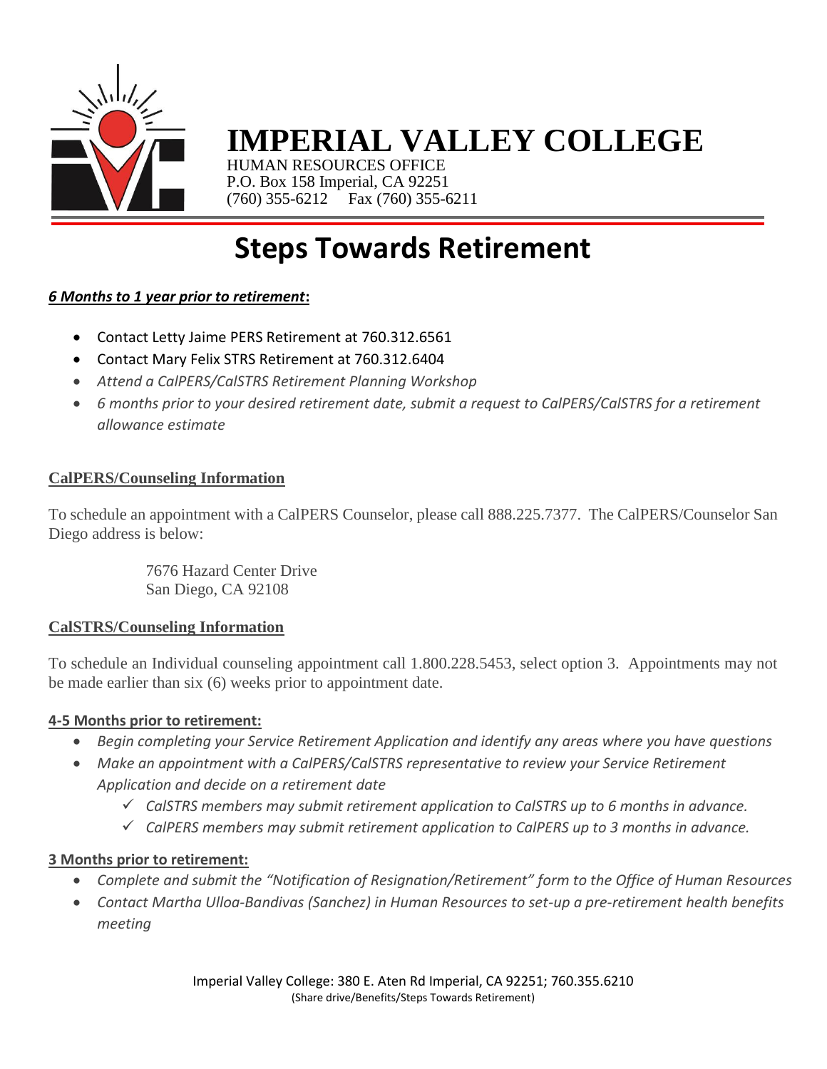# IMPERIAL VALLEY COLLEGE

HUMAN RESOURCES OFFICE
P.O. Box 158 Imperial, CA 92251
(760) 355-6212 Fax (760) 355-6211

## Steps Towards Retirement

***6 Months to 1 year prior to retirement*:**

- Contact Letty Jaime PERS Retirement at 760.312.6561
- Contact Mary Felix STRS Retirement at 760.312.6404
- *Attend a CalPERS/CalSTRS Retirement Planning Workshop*
- *6 months prior to your desired retirement date, submit a request to CalPERS/CalSTRS for a retirement allowance estimate*

**CalPERS/Counseling Information**

To schedule an appointment with a CalPERS Counselor, please call 888.225.7377. The CalPERS/Counselor San Diego address is below:

> 7676 Hazard Center Drive
> San Diego, CA 92108

**CalSTRS/Counseling Information**

To schedule an Individual counseling appointment call 1.800.228.5453, select option 3. Appointments may not be made earlier than six (6) weeks prior to appointment date.

**4-5 Months prior to retirement:**

- *Begin completing your Service Retirement Application and identify any areas where you have questions*
- *Make an appointment with a CalPERS/CalSTRS representative to review your Service Retirement Application and decide on a retirement date*
  - ✓ *CalSTRS members may submit retirement application to CalSTRS up to 6 months in advance.*
  - ✓ *CalPERS members may submit retirement application to CalPERS up to 3 months in advance.*

**3 Months prior to retirement:**

- *Complete and submit the "Notification of Resignation/Retirement" form to the Office of Human Resources*
- *Contact Martha Ulloa-Bandivas (Sanchez) in Human Resources to set-up a pre-retirement health benefits meeting*

Imperial Valley College: 380 E. Aten Rd Imperial, CA 92251; 760.355.6210
(Share drive/Benefits/Steps Towards Retirement)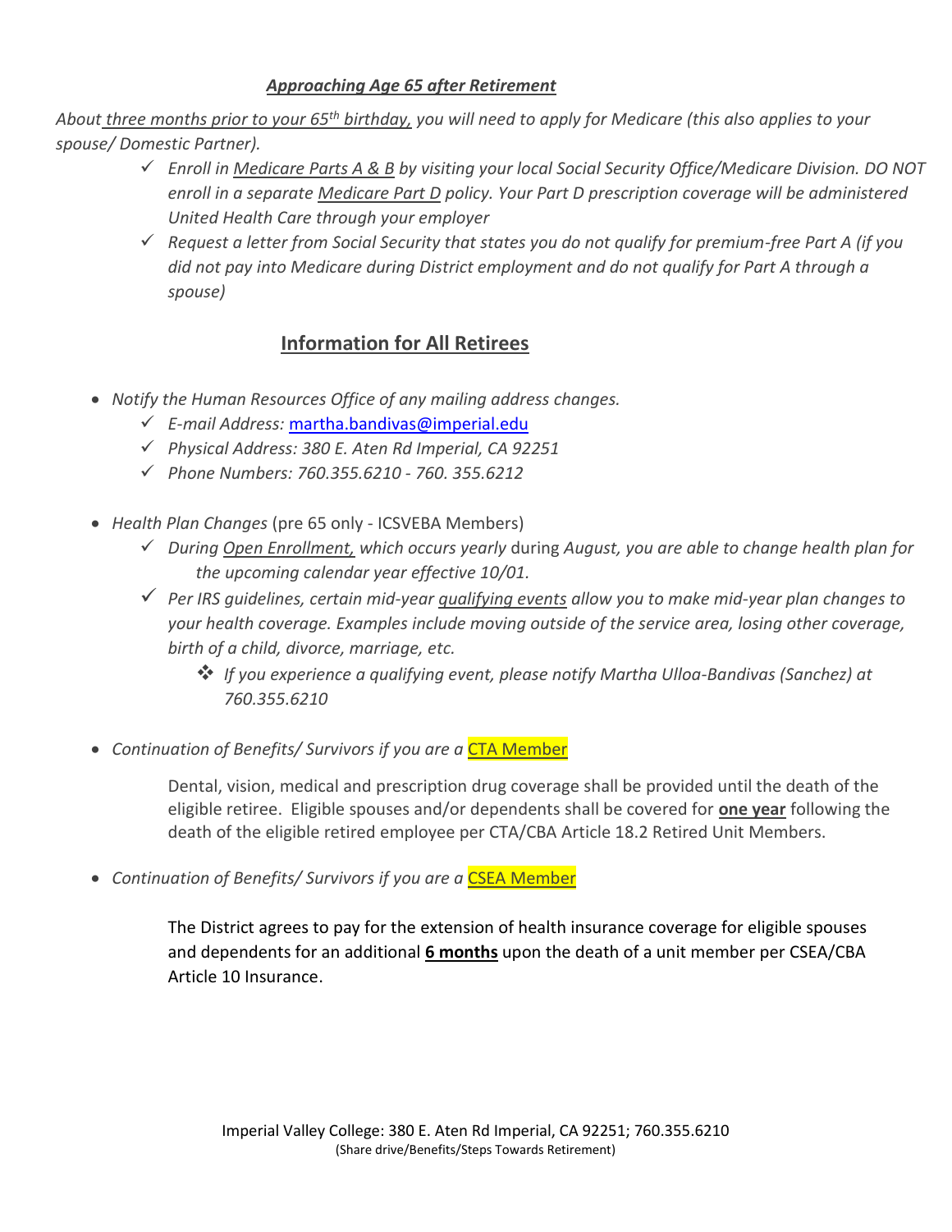***Approaching Age 65 after Retirement***

*About three months prior to your 65th birthday, you will need to apply for Medicare (this also applies to your spouse/ Domestic Partner).*

- ✓ *Enroll in Medicare Parts A & B by visiting your local Social Security Office/Medicare Division. DO NOT enroll in a separate Medicare Part D policy. Your Part D prescription coverage will be administered United Health Care through your employer*
- ✓ *Request a letter from Social Security that states you do not qualify for premium-free Part A (if you did not pay into Medicare during District employment and do not qualify for Part A through a spouse)*

## Information for All Retirees

- *Notify the Human Resources Office of any mailing address changes.*
  - ✓ *E-mail Address:* martha.bandivas@imperial.edu
  - ✓ *Physical Address: 380 E. Aten Rd Imperial, CA 92251*
  - ✓ *Phone Numbers: 760.355.6210 - 760. 355.6212*

- *Health Plan Changes* (pre 65 only - ICSVEBA Members)
  - ✓ *During Open Enrollment, which occurs yearly* during *August, you are able to change health plan for the upcoming calendar year effective 10/01.*
  - ✓ *Per IRS guidelines, certain mid-year qualifying events allow you to make mid-year plan changes to your health coverage. Examples include moving outside of the service area, losing other coverage, birth of a child, divorce, marriage, etc.*
    - ❖ *If you experience a qualifying event, please notify Martha Ulloa-Bandivas (Sanchez) at 760.355.6210*

- *Continuation of Benefits/ Survivors if you are a* CTA Member

  Dental, vision, medical and prescription drug coverage shall be provided until the death of the eligible retiree. Eligible spouses and/or dependents shall be covered for **one year** following the death of the eligible retired employee per CTA/CBA Article 18.2 Retired Unit Members.

- *Continuation of Benefits/ Survivors if you are a* CSEA Member

  The District agrees to pay for the extension of health insurance coverage for eligible spouses and dependents for an additional **6 months** upon the death of a unit member per CSEA/CBA Article 10 Insurance.

Imperial Valley College: 380 E. Aten Rd Imperial, CA 92251; 760.355.6210
(Share drive/Benefits/Steps Towards Retirement)